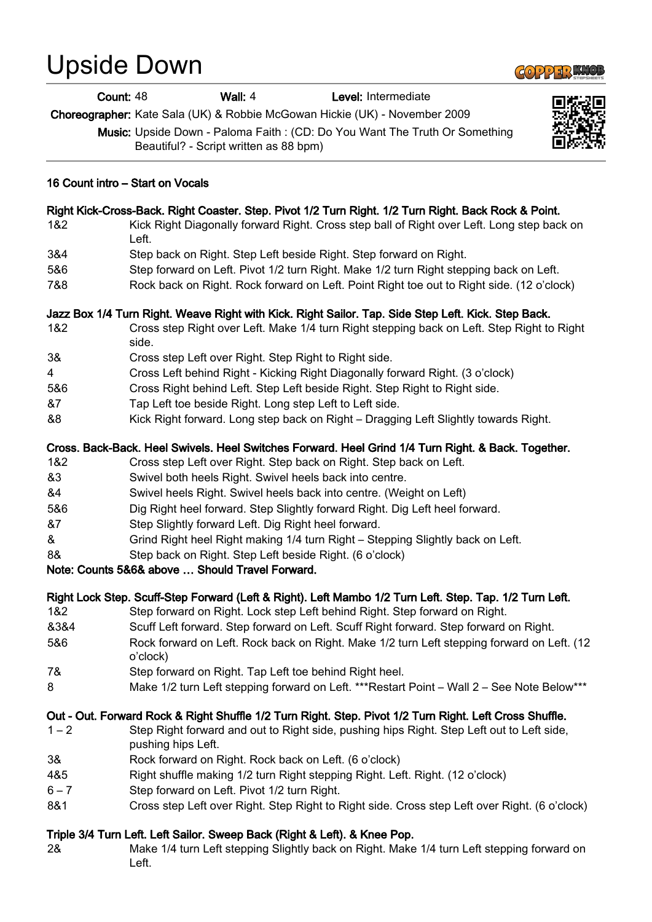# Upside Down

**Count:** 48 **Wall:** 4 **Level:** Intermediate

**Choreographer:** Kate Sala (UK) & Robbie McGowan Hickie (UK) - November 2009

**Music:** Upside Down - Paloma Faith : (CD: Do You Want The Truth Or Something Beautiful? - Script written as 88 bpm)

**16 Count intro – Start on Vocals**

**Right Kick-Cross-Back. Right Coaster. Step. Pivot 1/2 Turn Right. 1/2 Turn Right. Back Rock & Point.**

| | |
|---|---|
| 1&2 | Kick Right Diagonally forward Right. Cross step ball of Right over Left. Long step back on Left. |
| 3&4 | Step back on Right. Step Left beside Right. Step forward on Right. |
| 5&6 | Step forward on Left. Pivot 1/2 turn Right. Make 1/2 turn Right stepping back on Left. |
| 7&8 | Rock back on Right. Rock forward on Left. Point Right toe out to Right side. (12 o'clock) |

**Jazz Box 1/4 Turn Right. Weave Right with Kick. Right Sailor. Tap. Side Step Left. Kick. Step Back.**

| | |
|---|---|
| 1&2 | Cross step Right over Left. Make 1/4 turn Right stepping back on Left. Step Right to Right side. |
| 3& | Cross step Left over Right. Step Right to Right side. |
| 4 | Cross Left behind Right - Kicking Right Diagonally forward Right. (3 o'clock) |
| 5&6 | Cross Right behind Left. Step Left beside Right. Step Right to Right side. |
| &7 | Tap Left toe beside Right. Long step Left to Left side. |
| &8 | Kick Right forward. Long step back on Right – Dragging Left Slightly towards Right. |

**Cross. Back-Back. Heel Swivels. Heel Switches Forward. Heel Grind 1/4 Turn Right. & Back. Together.**

| | |
|---|---|
| 1&2 | Cross step Left over Right. Step back on Right. Step back on Left. |
| &3 | Swivel both heels Right. Swivel heels back into centre. |
| &4 | Swivel heels Right. Swivel heels back into centre. (Weight on Left) |
| 5&6 | Dig Right heel forward. Step Slightly forward Right. Dig Left heel forward. |
| &7 | Step Slightly forward Left. Dig Right heel forward. |
| & | Grind Right heel Right making 1/4 turn Right – Stepping Slightly back on Left. |
| 8& | Step back on Right. Step Left beside Right. (6 o'clock) |

**Note: Counts 5&6& above … Should Travel Forward.**

**Right Lock Step. Scuff-Step Forward (Left & Right). Left Mambo 1/2 Turn Left. Step. Tap. 1/2 Turn Left.**

| | |
|---|---|
| 1&2 | Step forward on Right. Lock step Left behind Right. Step forward on Right. |
| &3&4 | Scuff Left forward. Step forward on Left. Scuff Right forward. Step forward on Right. |
| 5&6 | Rock forward on Left. Rock back on Right. Make 1/2 turn Left stepping forward on Left. (12 o'clock) |
| 7& | Step forward on Right. Tap Left toe behind Right heel. |
| 8 | Make 1/2 turn Left stepping forward on Left. ***Restart Point – Wall 2 – See Note Below*** |

**Out - Out. Forward Rock & Right Shuffle 1/2 Turn Right. Step. Pivot 1/2 Turn Right. Left Cross Shuffle.**

| | |
|---|---|
| 1 – 2 | Step Right forward and out to Right side, pushing hips Right. Step Left out to Left side, pushing hips Left. |
| 3& | Rock forward on Right. Rock back on Left. (6 o'clock) |
| 4&5 | Right shuffle making 1/2 turn Right stepping Right. Left. Right. (12 o'clock) |
| 6 – 7 | Step forward on Left. Pivot 1/2 turn Right. |
| 8&1 | Cross step Left over Right. Step Right to Right side. Cross step Left over Right. (6 o'clock) |

**Triple 3/4 Turn Left. Left Sailor. Sweep Back (Right & Left). & Knee Pop.**

| | |
|---|---|
| 2& | Make 1/4 turn Left stepping Slightly back on Right. Make 1/4 turn Left stepping forward on Left. |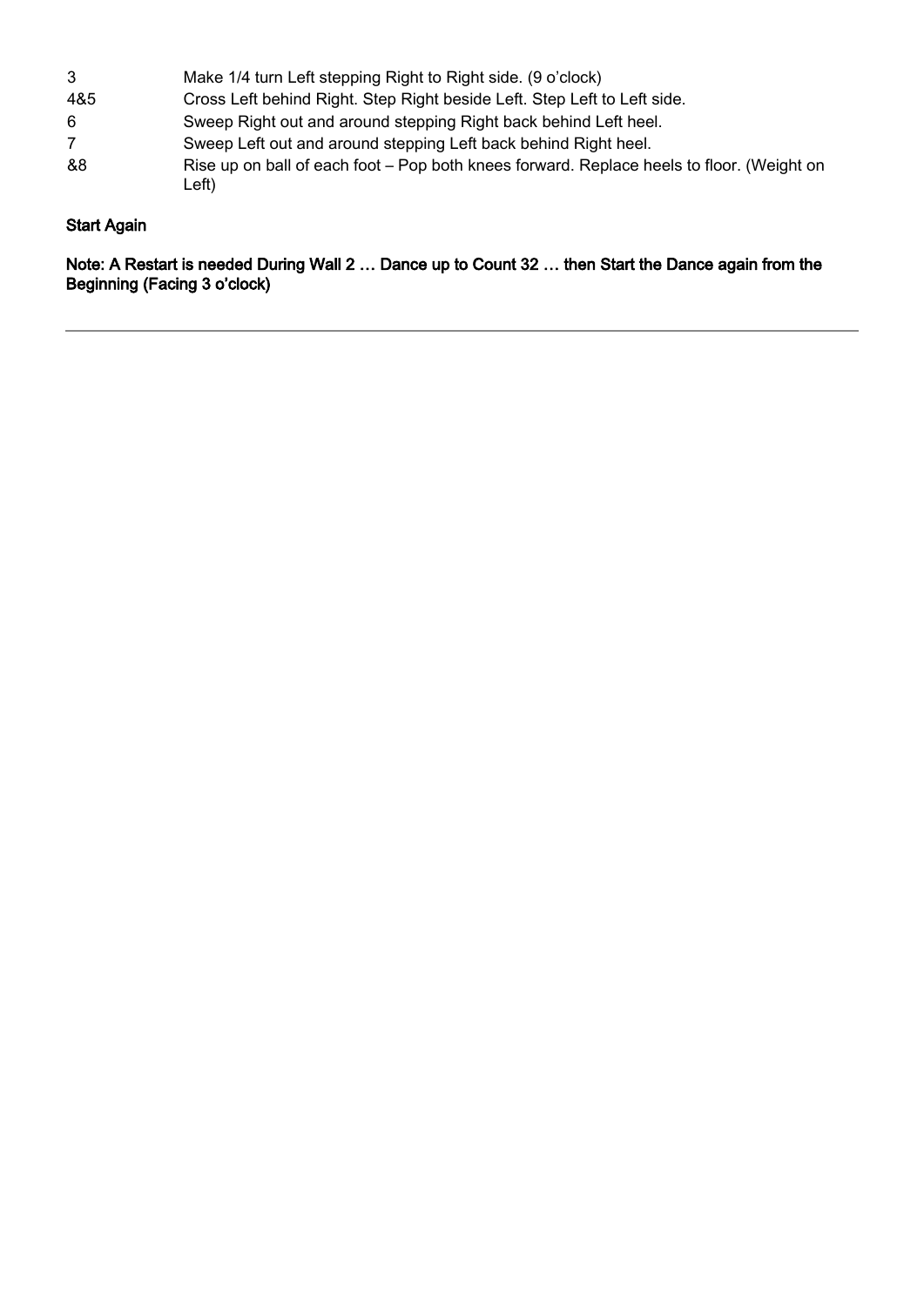| | |
|---|---|
| 3 | Make 1/4 turn Left stepping Right to Right side. (9 o'clock) |
| 4&5 | Cross Left behind Right. Step Right beside Left. Step Left to Left side. |
| 6 | Sweep Right out and around stepping Right back behind Left heel. |
| 7 | Sweep Left out and around stepping Left back behind Right heel. |
| &8 | Rise up on ball of each foot – Pop both knees forward. Replace heels to floor. (Weight on Left) |

**Start Again**

**Note: A Restart is needed During Wall 2 … Dance up to Count 32 … then Start the Dance again from the Beginning (Facing 3 o'clock)**

---